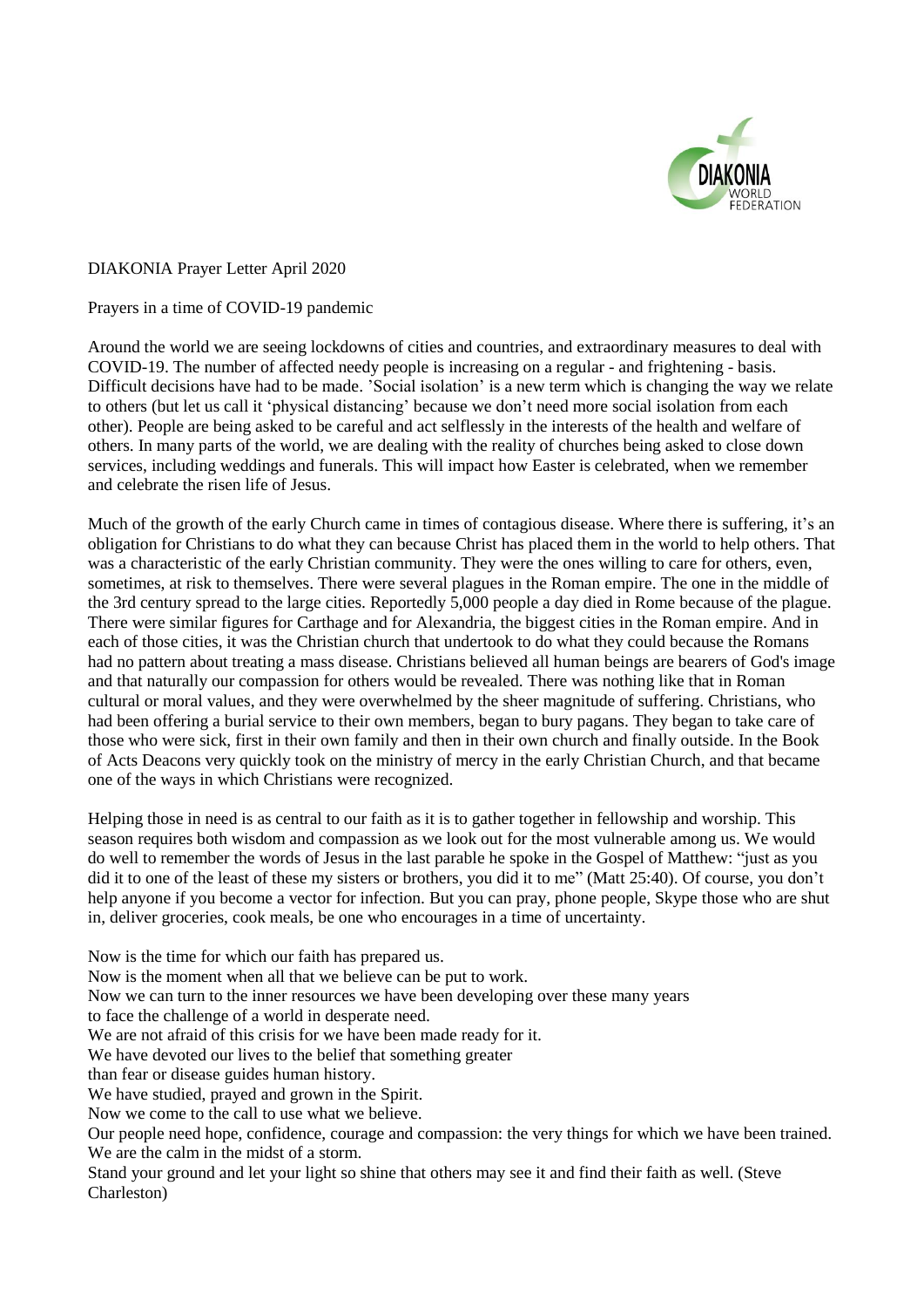DIAKONIA Prayer Letter April 2020

Prayers in a time of COVID-19 pandemic

Around the world we are seeing lockdowns of cities and countries, and extraordinary measures to deal with COVID-19. The number of affected needy people is increasing on a regular - and frightening - basis. Difficult decisions have had to be made. 'Social isolation' is a new term which is changing the way we relate to others (but let us call it 'physical distancing' because we don't need more social isolation from each other). People are being asked to be careful and act selflessly in the interests of the health and welfare of others. In many parts of the world, we are dealing with the reality of churches being asked to close down services, including weddings and funerals. This will impact how Easter is celebrated, when we remember and celebrate the risen life of Jesus.

Much of the growth of the early Church came in times of contagious disease. Where there is suffering, it's an obligation for Christians to do what they can because Christ has placed them in the world to help others. That was a characteristic of the early Christian community. They were the ones willing to care for others, even, sometimes, at risk to themselves. There were several plagues in the Roman empire. The one in the middle of the 3rd century spread to the large cities. Reportedly 5,000 people a day died in Rome because of the plague. There were similar figures for Carthage and for Alexandria, the biggest cities in the Roman empire. And in each of those cities, it was the Christian church that undertook to do what they could because the Romans had no pattern about treating a mass disease. Christians believed all human beings are bearers of God's image and that naturally our compassion for others would be revealed. There was nothing like that in Roman cultural or moral values, and they were overwhelmed by the sheer magnitude of suffering. Christians, who had been offering a burial service to their own members, began to bury pagans. They began to take care of those who were sick, first in their own family and then in their own church and finally outside. In the Book of Acts Deacons very quickly took on the ministry of mercy in the early Christian Church, and that became one of the ways in which Christians were recognized.

Helping those in need is as central to our faith as it is to gather together in fellowship and worship. This season requires both wisdom and compassion as we look out for the most vulnerable among us. We would do well to remember the words of Jesus in the last parable he spoke in the Gospel of Matthew: "just as you did it to one of the least of these my sisters or brothers, you did it to me" (Matt 25:40). Of course, you don't help anyone if you become a vector for infection. But you can pray, phone people, Skype those who are shut in, deliver groceries, cook meals, be one who encourages in a time of uncertainty.

Now is the time for which our faith has prepared us.
Now is the moment when all that we believe can be put to work.
Now we can turn to the inner resources we have been developing over these many years
to face the challenge of a world in desperate need.
We are not afraid of this crisis for we have been made ready for it.
We have devoted our lives to the belief that something greater
than fear or disease guides human history.
We have studied, prayed and grown in the Spirit.
Now we come to the call to use what we believe.
Our people need hope, confidence, courage and compassion: the very things for which we have been trained.
We are the calm in the midst of a storm.
Stand your ground and let your light so shine that others may see it and find their faith as well. (Steve Charleston)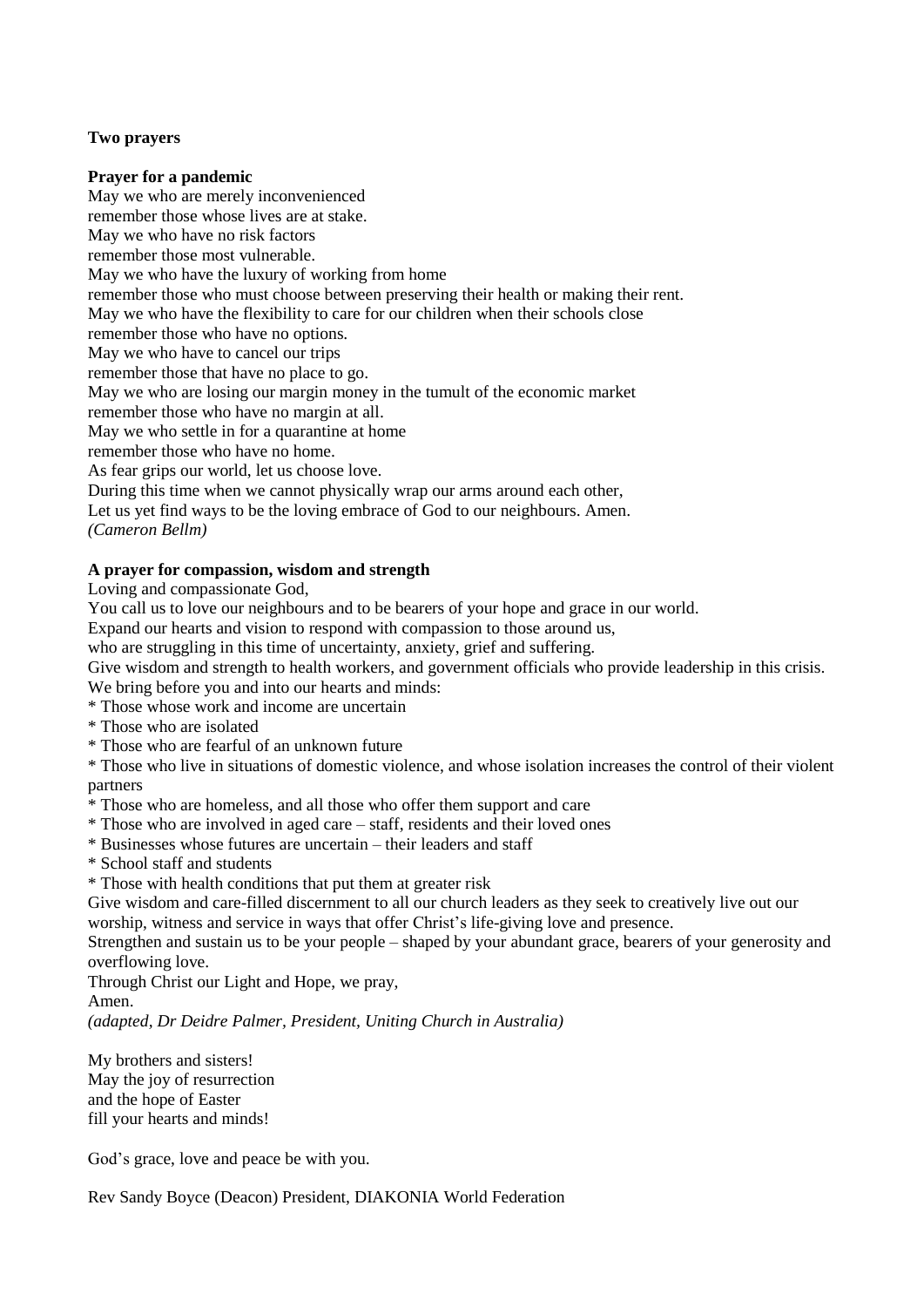**Two prayers**

**Prayer for a pandemic**

May we who are merely inconvenienced
remember those whose lives are at stake.
May we who have no risk factors
remember those most vulnerable.
May we who have the luxury of working from home
remember those who must choose between preserving their health or making their rent.
May we who have the flexibility to care for our children when their schools close
remember those who have no options.
May we who have to cancel our trips
remember those that have no place to go.
May we who are losing our margin money in the tumult of the economic market
remember those who have no margin at all.
May we who settle in for a quarantine at home
remember those who have no home.
As fear grips our world, let us choose love.
During this time when we cannot physically wrap our arms around each other,
Let us yet find ways to be the loving embrace of God to our neighbours. Amen.
*(Cameron Bellm)*

**A prayer for compassion, wisdom and strength**

Loving and compassionate God,
You call us to love our neighbours and to be bearers of your hope and grace in our world.
Expand our hearts and vision to respond with compassion to those around us,
who are struggling in this time of uncertainty, anxiety, grief and suffering.
Give wisdom and strength to health workers, and government officials who provide leadership in this crisis.
We bring before you and into our hearts and minds:

* Those whose work and income are uncertain
* Those who are isolated
* Those who are fearful of an unknown future
* Those who live in situations of domestic violence, and whose isolation increases the control of their violent partners
* Those who are homeless, and all those who offer them support and care
* Those who are involved in aged care – staff, residents and their loved ones
* Businesses whose futures are uncertain – their leaders and staff
* School staff and students
* Those with health conditions that put them at greater risk

Give wisdom and care-filled discernment to all our church leaders as they seek to creatively live out our worship, witness and service in ways that offer Christ's life-giving love and presence.
Strengthen and sustain us to be your people – shaped by your abundant grace, bearers of your generosity and overflowing love.
Through Christ our Light and Hope, we pray,
Amen.
*(adapted, Dr Deidre Palmer, President, Uniting Church in Australia)*

My brothers and sisters!
May the joy of resurrection
and the hope of Easter
fill your hearts and minds!

God's grace, love and peace be with you.

Rev Sandy Boyce (Deacon) President, DIAKONIA World Federation